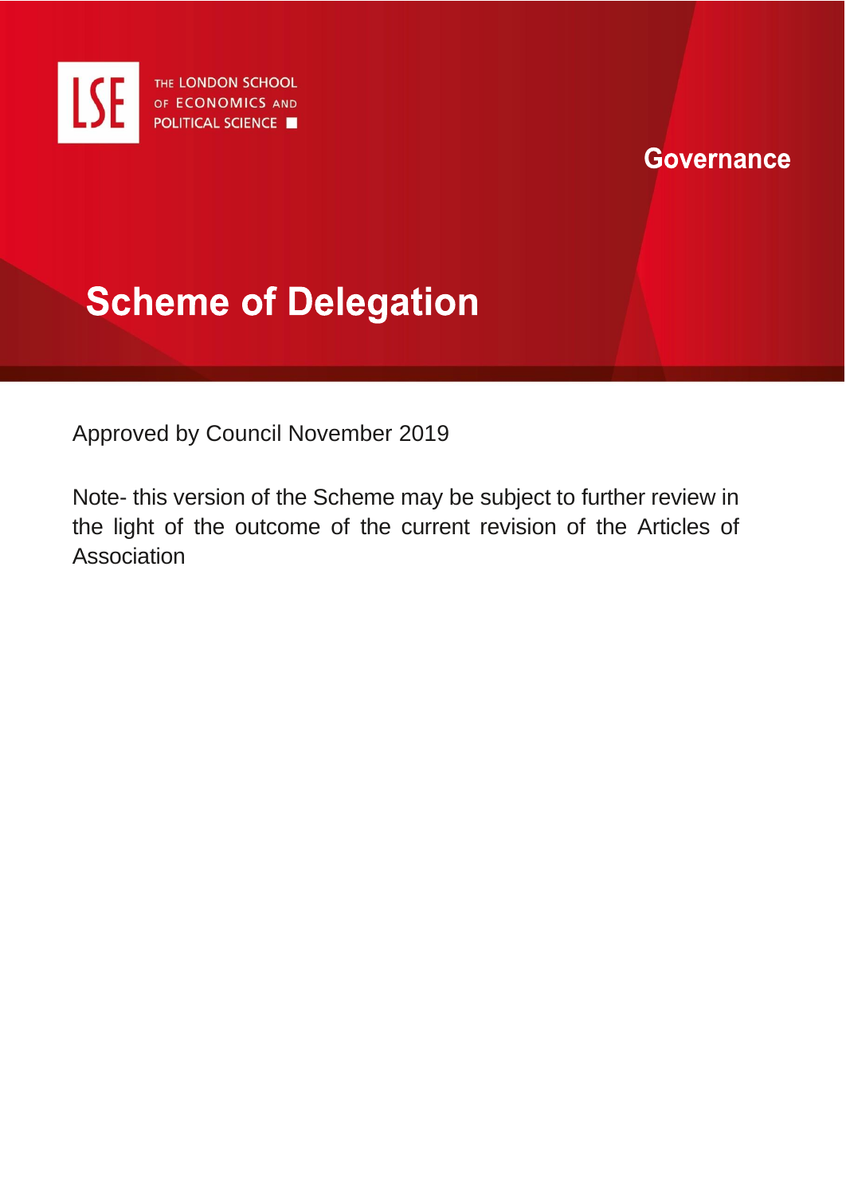THE LONDON SCHOOL OF ECONOMICS AND POLITICAL SCIENCE

Governance

# Scheme of Delegation

Approved by Council November 2019

Note- this version of the Scheme may be subject to further review in the light of the outcome of the current revision of the Articles of Association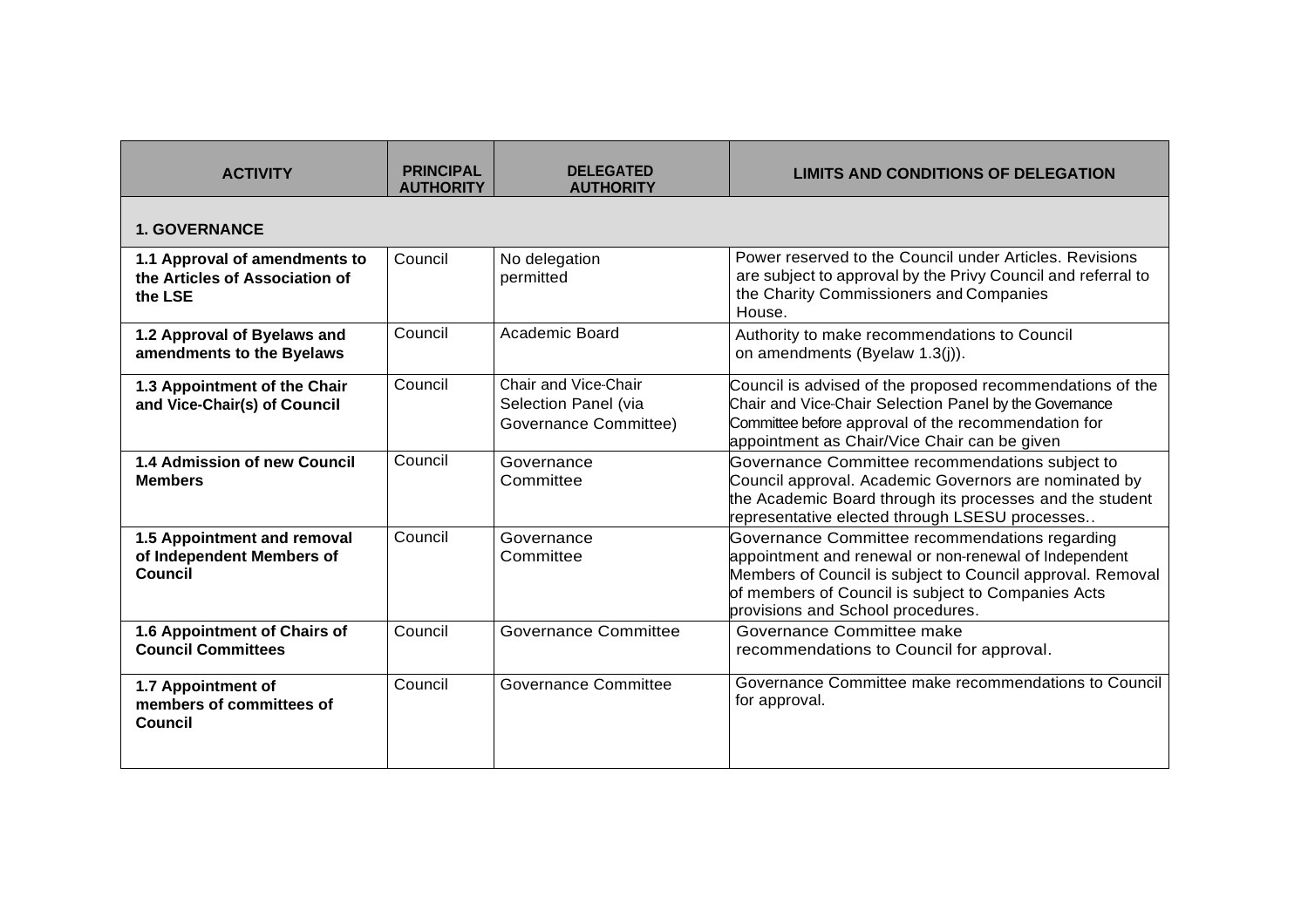| ACTIVITY | PRINCIPAL AUTHORITY | DELEGATED AUTHORITY | LIMITS AND CONDITIONS OF DELEGATION |
|---|---|---|---|
| **1. GOVERNANCE** | | | |
| **1.1 Approval of amendments to the Articles of Association of the LSE** | Council | No delegation permitted | Power reserved to the Council under Articles. Revisions are subject to approval by the Privy Council and referral to the Charity Commissioners and Companies House. |
| **1.2 Approval of Byelaws and amendments to the Byelaws** | Council | Academic Board | Authority to make recommendations to Council on amendments (Byelaw 1.3(j)). |
| **1.3 Appointment of the Chair and Vice-Chair(s) of Council** | Council | Chair and Vice-Chair Selection Panel (via Governance Committee) | Council is advised of the proposed recommendations of the Chair and Vice-Chair Selection Panel by the Governance Committee before approval of the recommendation for appointment as Chair/Vice Chair can be given |
| **1.4 Admission of new Council Members** | Council | Governance Committee | Governance Committee recommendations subject to Council approval. Academic Governors are nominated by the Academic Board through its processes and the student representative elected through LSESU processes.. |
| **1.5 Appointment and removal of Independent Members of Council** | Council | Governance Committee | Governance Committee recommendations regarding appointment and renewal or non-renewal of Independent Members of Council is subject to Council approval. Removal of members of Council is subject to Companies Acts provisions and School procedures. |
| **1.6 Appointment of Chairs of Council Committees** | Council | Governance Committee | Governance Committee make recommendations to Council for approval. |
| **1.7 Appointment of members of committees of Council** | Council | Governance Committee | Governance Committee make recommendations to Council for approval. |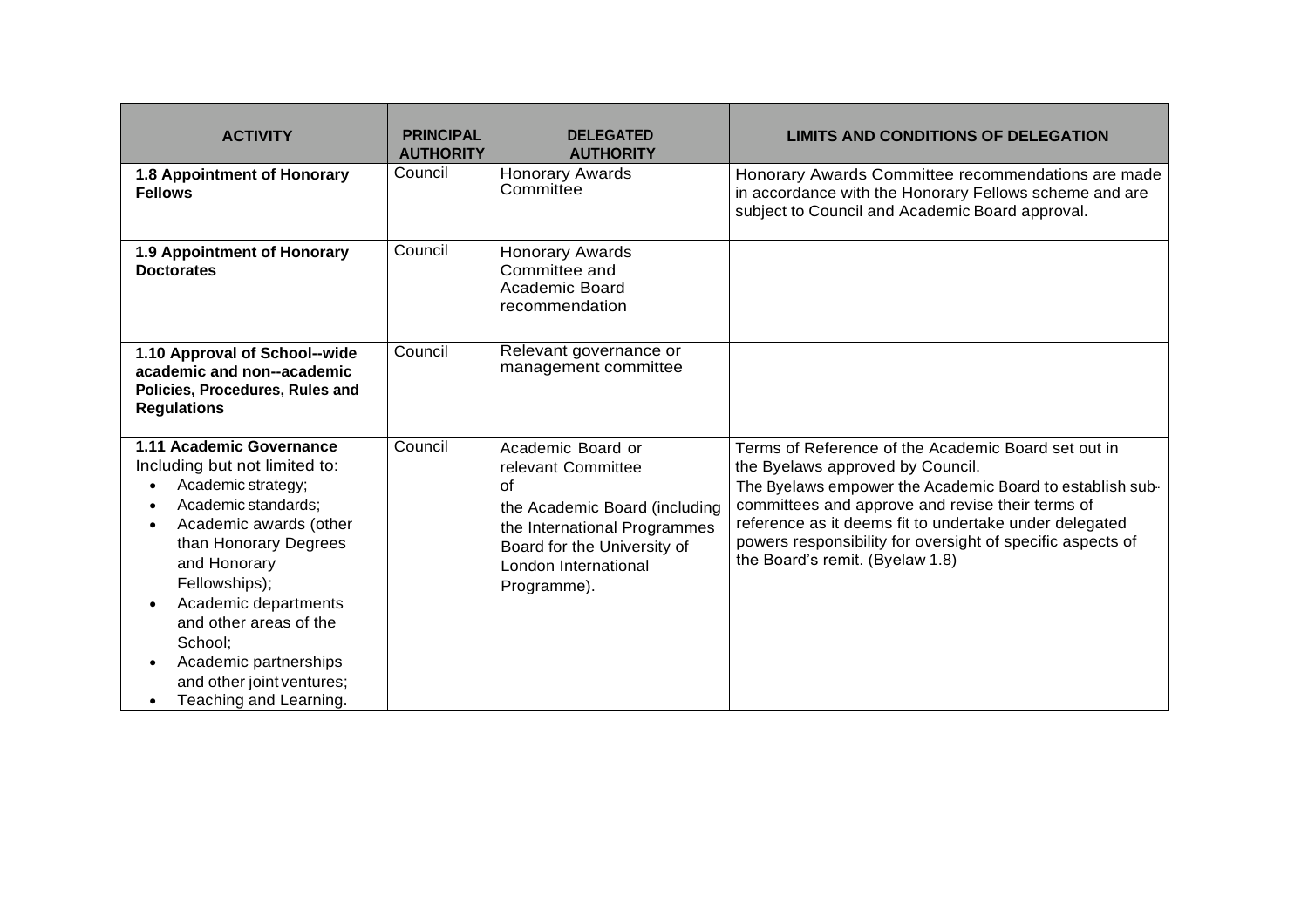| ACTIVITY | PRINCIPAL AUTHORITY | DELEGATED AUTHORITY | LIMITS AND CONDITIONS OF DELEGATION |
| --- | --- | --- | --- |
| **1.8 Appointment of Honorary Fellows** | Council | Honorary Awards Committee | Honorary Awards Committee recommendations are made in accordance with the Honorary Fellows scheme and are subject to Council and Academic Board approval. |
| **1.9 Appointment of Honorary Doctorates** | Council | Honorary Awards Committee and Academic Board recommendation | |
| **1.10 Approval of School--wide academic and non--academic Policies, Procedures, Rules and Regulations** | Council | Relevant governance or management committee | |
| **1.11 Academic Governance** Including but not limited to: <br>• Academic strategy; <br>• Academic standards; <br>• Academic awards (other than Honorary Degrees and Honorary Fellowships); <br>• Academic departments and other areas of the School; <br>• Academic partnerships and other joint ventures; <br>• Teaching and Learning. | Council | Academic Board or relevant Committee of the Academic Board (including the International Programmes Board for the University of London International Programme). | Terms of Reference of the Academic Board set out in the Byelaws approved by Council. The Byelaws empower the Academic Board to establish sub--committees and approve and revise their terms of reference as it deems fit to undertake under delegated powers responsibility for oversight of specific aspects of the Board's remit. (Byelaw 1.8) |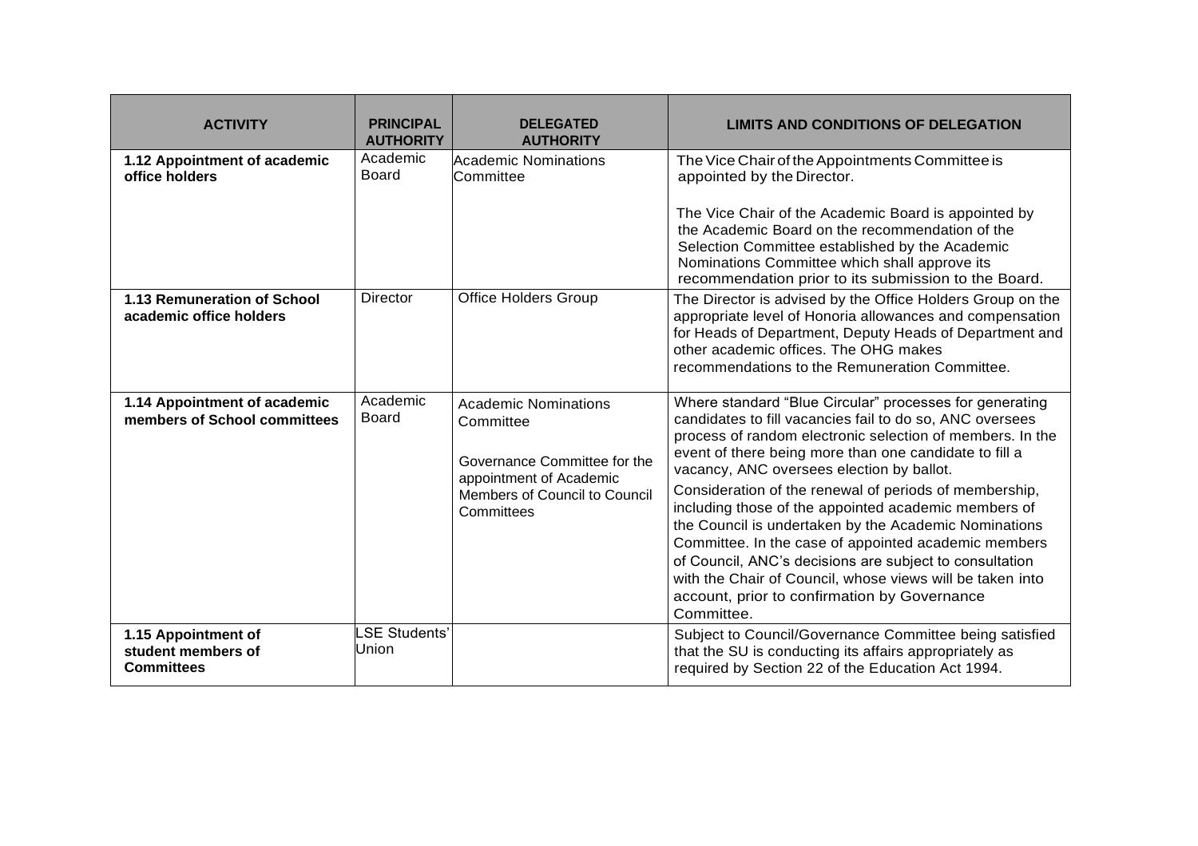| ACTIVITY | PRINCIPAL AUTHORITY | DELEGATED AUTHORITY | LIMITS AND CONDITIONS OF DELEGATION |
|---|---|---|---|
| **1.12 Appointment of academic office holders** | Academic Board | Academic Nominations Committee | The Vice Chair of the Appointments Committee is appointed by the Director.<br><br>The Vice Chair of the Academic Board is appointed by the Academic Board on the recommendation of the Selection Committee established by the Academic Nominations Committee which shall approve its recommendation prior to its submission to the Board. |
| **1.13 Remuneration of School academic office holders** | Director | Office Holders Group | The Director is advised by the Office Holders Group on the appropriate level of Honoria allowances and compensation for Heads of Department, Deputy Heads of Department and other academic offices. The OHG makes recommendations to the Remuneration Committee. |
| **1.14 Appointment of academic members of School committees** | Academic Board | Academic Nominations Committee<br><br>Governance Committee for the appointment of Academic Members of Council to Council Committees | Where standard "Blue Circular" processes for generating candidates to fill vacancies fail to do so, ANC oversees process of random electronic selection of members. In the event of there being more than one candidate to fill a vacancy, ANC oversees election by ballot.<br><br>Consideration of the renewal of periods of membership, including those of the appointed academic members of the Council is undertaken by the Academic Nominations Committee. In the case of appointed academic members of Council, ANC's decisions are subject to consultation with the Chair of Council, whose views will be taken into account, prior to confirmation by Governance Committee. |
| **1.15 Appointment of student members of Committees** | LSE Students' Union | | Subject to Council/Governance Committee being satisfied that the SU is conducting its affairs appropriately as required by Section 22 of the Education Act 1994. |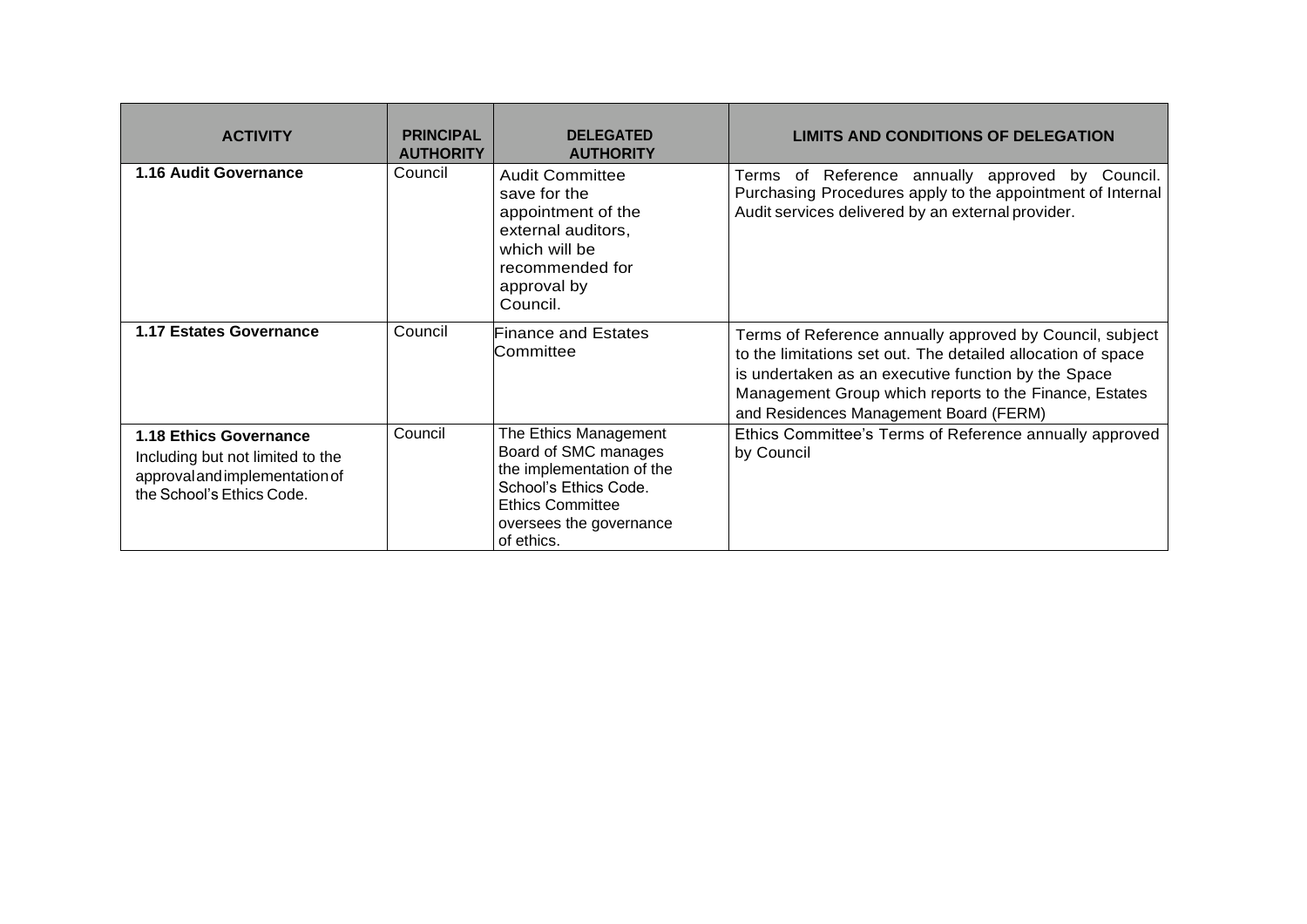| ACTIVITY | PRINCIPAL AUTHORITY | DELEGATED AUTHORITY | LIMITS AND CONDITIONS OF DELEGATION |
|---|---|---|---|
| **1.16 Audit Governance** | Council | Audit Committee save for the appointment of the external auditors, which will be recommended for approval by Council. | Terms of Reference annually approved by Council. Purchasing Procedures apply to the appointment of Internal Audit services delivered by an external provider. |
| **1.17 Estates Governance** | Council | Finance and Estates Committee | Terms of Reference annually approved by Council, subject to the limitations set out. The detailed allocation of space is undertaken as an executive function by the Space Management Group which reports to the Finance, Estates and Residences Management Board (FERM) |
| **1.18 Ethics Governance** Including but not limited to the approval and implementation of the School's Ethics Code. | Council | The Ethics Management Board of SMC manages the implementation of the School's Ethics Code. Ethics Committee oversees the governance of ethics. | Ethics Committee's Terms of Reference annually approved by Council |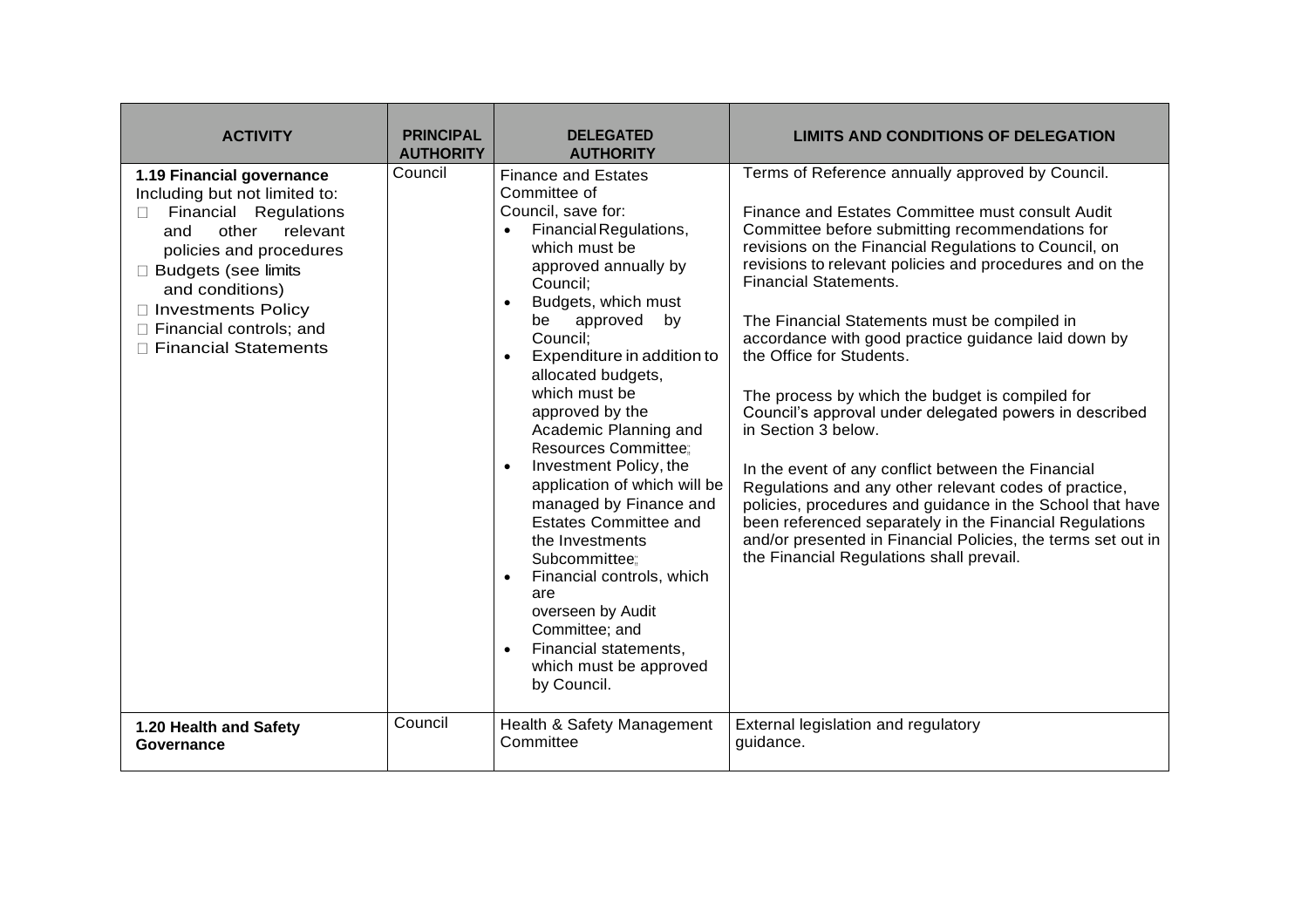| ACTIVITY | PRINCIPAL AUTHORITY | DELEGATED AUTHORITY | LIMITS AND CONDITIONS OF DELEGATION |
|---|---|---|---|
| **1.19 Financial governance**<br>Including but not limited to:<br>□ Financial Regulations and other relevant policies and procedures<br>□ Budgets (see limits and conditions)<br>□ Investments Policy<br>□ Financial controls; and<br>□ Financial Statements | Council | Finance and Estates Committee of Council, save for:<br>• Financial Regulations, which must be approved annually by Council;<br>• Budgets, which must be approved by Council;<br>• Expenditure in addition to allocated budgets, which must be approved by the Academic Planning and Resources Committee;<br>• Investment Policy, the application of which will be managed by Finance and Estates Committee and the Investments Subcommittee;<br>• Financial controls, which are overseen by Audit Committee; and<br>• Financial statements, which must be approved by Council. | Terms of Reference annually approved by Council.<br><br>Finance and Estates Committee must consult Audit Committee before submitting recommendations for revisions on the Financial Regulations to Council, on revisions to relevant policies and procedures and on the Financial Statements.<br><br>The Financial Statements must be compiled in accordance with good practice guidance laid down by the Office for Students.<br><br>The process by which the budget is compiled for Council's approval under delegated powers in described in Section 3 below.<br><br>In the event of any conflict between the Financial Regulations and any other relevant codes of practice, policies, procedures and guidance in the School that have been referenced separately in the Financial Regulations and/or presented in Financial Policies, the terms set out in the Financial Regulations shall prevail. |
| **1.20 Health and Safety Governance** | Council | Health & Safety Management Committee | External legislation and regulatory guidance. |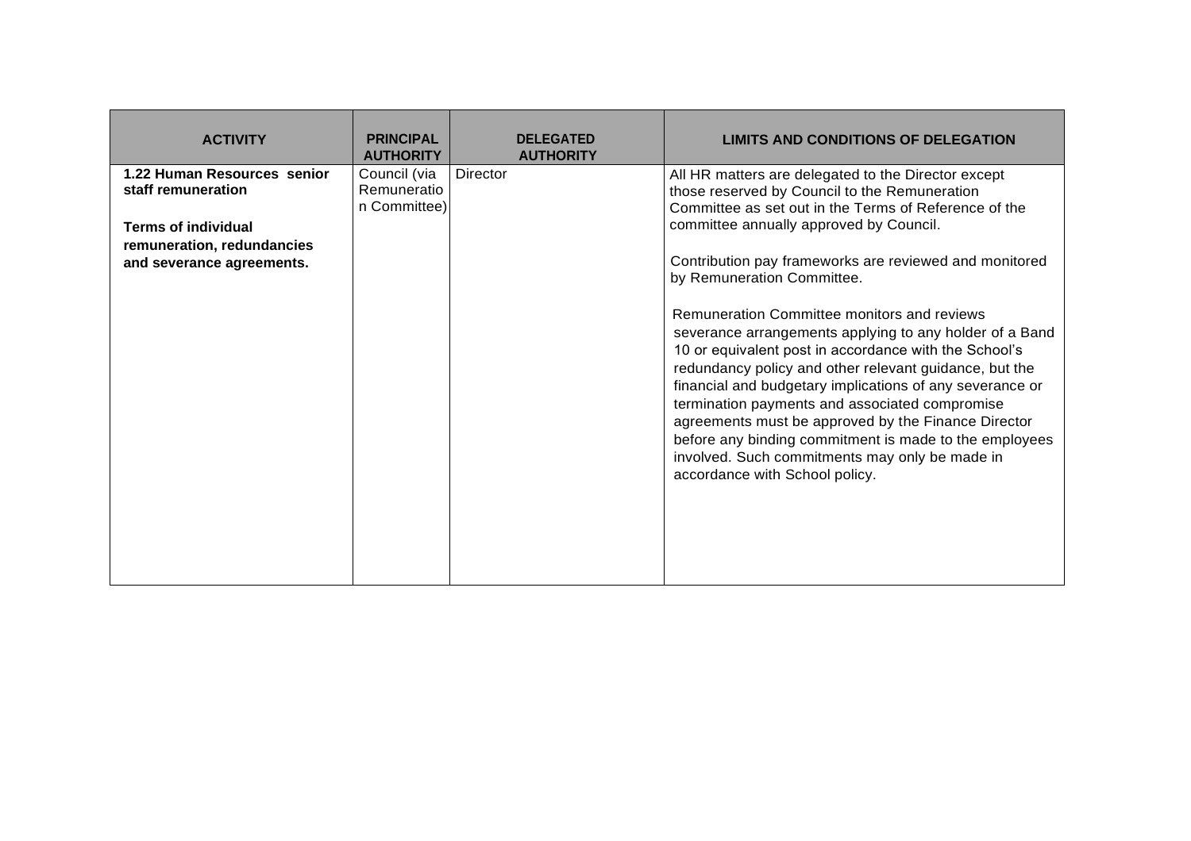| ACTIVITY | PRINCIPAL AUTHORITY | DELEGATED AUTHORITY | LIMITS AND CONDITIONS OF DELEGATION |
|---|---|---|---|
| **1.22 Human Resources senior staff remuneration**<br><br>**Terms of individual remuneration, redundancies and severance agreements.** | Council (via Remuneration Committee) | Director | All HR matters are delegated to the Director except those reserved by Council to the Remuneration Committee as set out in the Terms of Reference of the committee annually approved by Council.<br><br>Contribution pay frameworks are reviewed and monitored by Remuneration Committee.<br><br>Remuneration Committee monitors and reviews severance arrangements applying to any holder of a Band 10 or equivalent post in accordance with the School's redundancy policy and other relevant guidance, but the financial and budgetary implications of any severance or termination payments and associated compromise agreements must be approved by the Finance Director before any binding commitment is made to the employees involved. Such commitments may only be made in accordance with School policy. |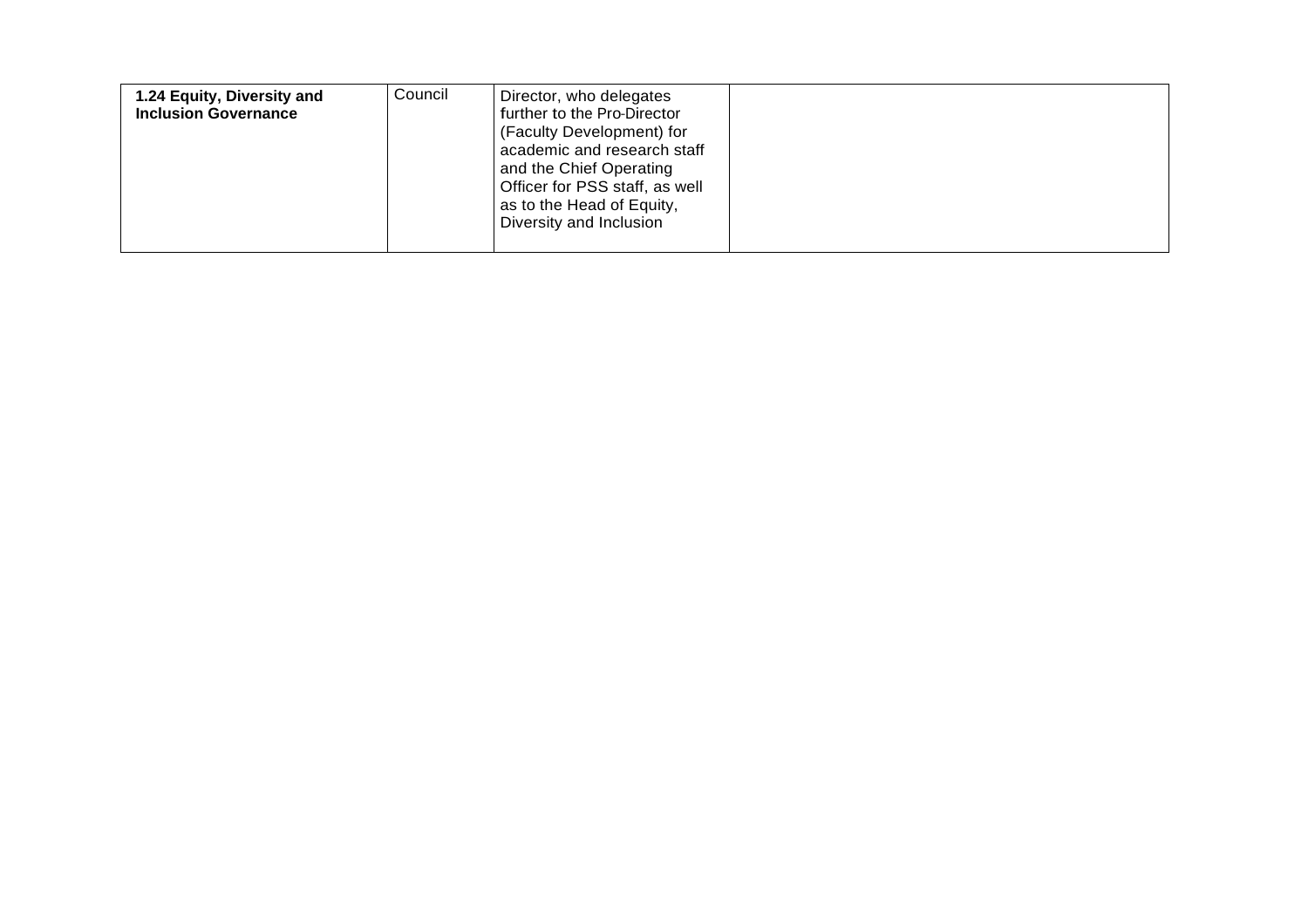| **1.24 Equity, Diversity and Inclusion Governance** | Council | Director, who delegates further to the Pro-Director (Faculty Development) for academic and research staff and the Chief Operating Officer for PSS staff, as well as to the Head of Equity, Diversity and Inclusion | |
|---|---|---|---|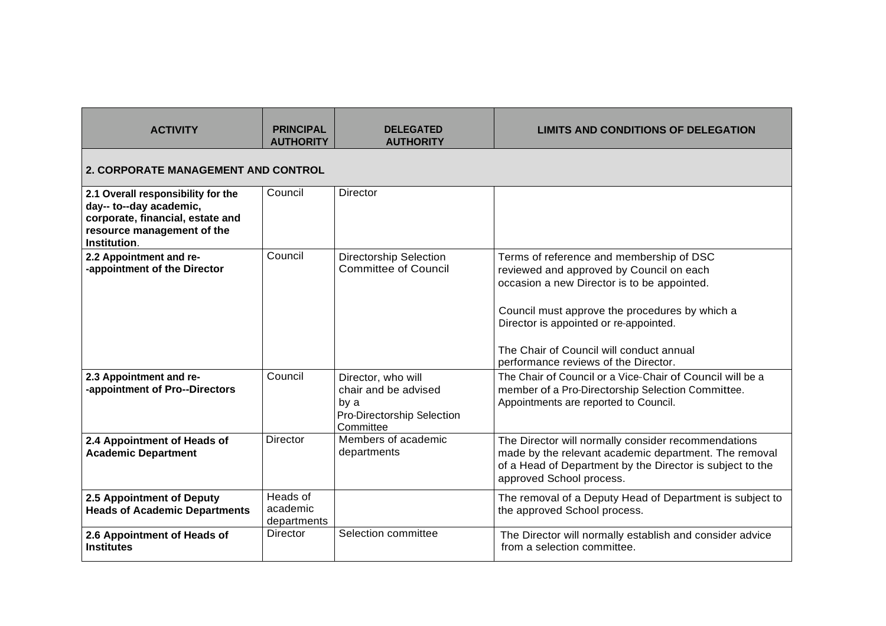| ACTIVITY | PRINCIPAL AUTHORITY | DELEGATED AUTHORITY | LIMITS AND CONDITIONS OF DELEGATION |
|---|---|---|---|
| **2. CORPORATE MANAGEMENT AND CONTROL** | | | |
| **2.1 Overall responsibility for the day-- to--day academic, corporate, financial, estate and resource management of the Institution**. | Council | Director | |
| **2.2 Appointment and re--appointment of the Director** | Council | Directorship Selection Committee of Council | Terms of reference and membership of DSC reviewed and approved by Council on each occasion a new Director is to be appointed.<br><br>Council must approve the procedures by which a Director is appointed or re-appointed.<br><br>The Chair of Council will conduct annual performance reviews of the Director. |
| **2.3 Appointment and re--appointment of Pro--Directors** | Council | Director, who will chair and be advised by a Pro-Directorship Selection Committee | The Chair of Council or a Vice-Chair of Council will be a member of a Pro-Directorship Selection Committee. Appointments are reported to Council. |
| **2.4 Appointment of Heads of Academic Department** | Director | Members of academic departments | The Director will normally consider recommendations made by the relevant academic department. The removal of a Head of Department by the Director is subject to the approved School process. |
| **2.5 Appointment of Deputy Heads of Academic Departments** | Heads of academic departments | | The removal of a Deputy Head of Department is subject to the approved School process. |
| **2.6 Appointment of Heads of Institutes** | Director | Selection committee | The Director will normally establish and consider advice from a selection committee. |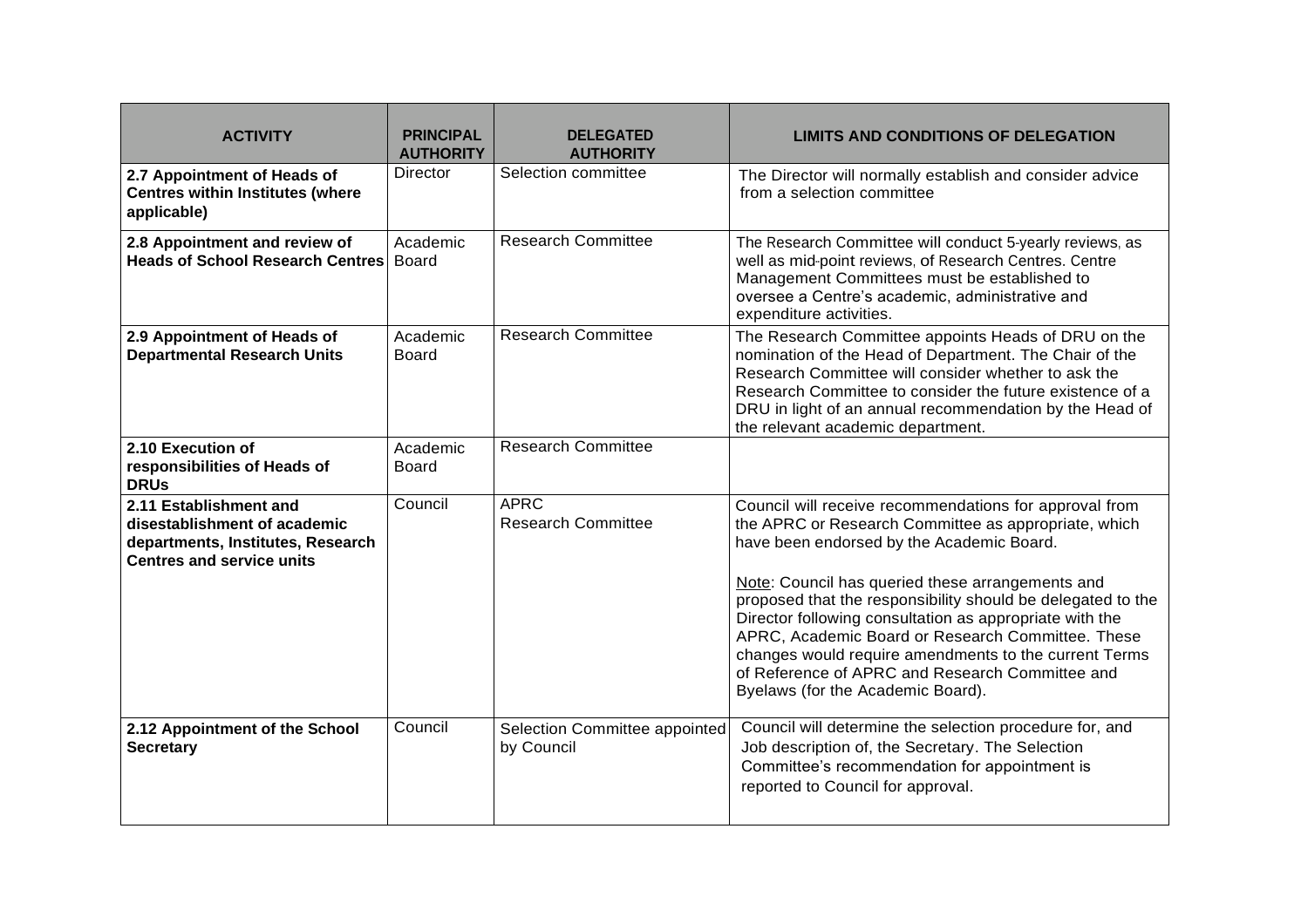| ACTIVITY | PRINCIPAL AUTHORITY | DELEGATED AUTHORITY | LIMITS AND CONDITIONS OF DELEGATION |
|---|---|---|---|
| **2.7 Appointment of Heads of Centres within Institutes (where applicable)** | Director | Selection committee | The Director will normally establish and consider advice from a selection committee |
| **2.8 Appointment and review of Heads of School Research Centres** | Academic Board | Research Committee | The Research Committee will conduct 5-yearly reviews, as well as mid-point reviews, of Research Centres. Centre Management Committees must be established to oversee a Centre's academic, administrative and expenditure activities. |
| **2.9 Appointment of Heads of Departmental Research Units** | Academic Board | Research Committee | The Research Committee appoints Heads of DRU on the nomination of the Head of Department. The Chair of the Research Committee will consider whether to ask the Research Committee to consider the future existence of a DRU in light of an annual recommendation by the Head of the relevant academic department. |
| **2.10 Execution of responsibilities of Heads of DRUs** | Academic Board | Research Committee | |
| **2.11 Establishment and disestablishment of academic departments, Institutes, Research Centres and service units** | Council | APRC<br>Research Committee | Council will receive recommendations for approval from the APRC or Research Committee as appropriate, which have been endorsed by the Academic Board.<br><br>Note: Council has queried these arrangements and proposed that the responsibility should be delegated to the Director following consultation as appropriate with the APRC, Academic Board or Research Committee. These changes would require amendments to the current Terms of Reference of APRC and Research Committee and Byelaws (for the Academic Board). |
| **2.12 Appointment of the School Secretary** | Council | Selection Committee appointed by Council | Council will determine the selection procedure for, and Job description of, the Secretary. The Selection Committee's recommendation for appointment is reported to Council for approval. |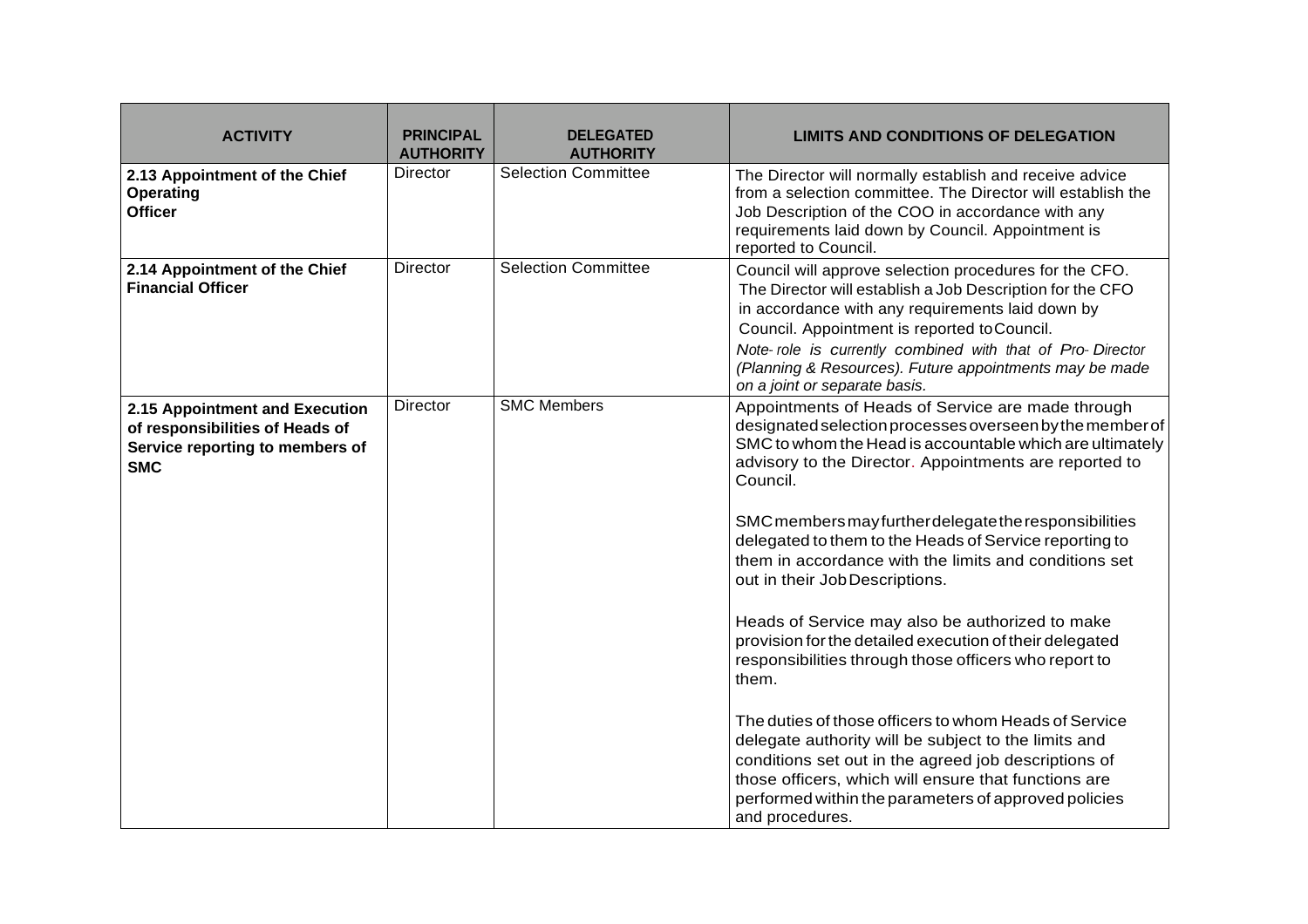| ACTIVITY | PRINCIPAL AUTHORITY | DELEGATED AUTHORITY | LIMITS AND CONDITIONS OF DELEGATION |
|---|---|---|---|
| **2.13 Appointment of the Chief Operating Officer** | Director | Selection Committee | The Director will normally establish and receive advice from a selection committee. The Director will establish the Job Description of the COO in accordance with any requirements laid down by Council. Appointment is reported to Council. |
| **2.14 Appointment of the Chief Financial Officer** | Director | Selection Committee | Council will approve selection procedures for the CFO. The Director will establish a Job Description for the CFO in accordance with any requirements laid down by Council. Appointment is reported to Council. *Note- role is currently combined with that of Pro- Director (Planning & Resources). Future appointments may be made on a joint or separate basis.* |
| **2.15 Appointment and Execution of responsibilities of Heads of Service reporting to members of SMC** | Director | SMC Members | Appointments of Heads of Service are made through designated selection processes overseen by the member of SMC to whom the Head is accountable which are ultimately advisory to the Director. Appointments are reported to Council.<br><br>SMC members may further delegate the responsibilities delegated to them to the Heads of Service reporting to them in accordance with the limits and conditions set out in their Job Descriptions.<br><br>Heads of Service may also be authorized to make provision for the detailed execution of their delegated responsibilities through those officers who report to them.<br><br>The duties of those officers to whom Heads of Service delegate authority will be subject to the limits and conditions set out in the agreed job descriptions of those officers, which will ensure that functions are performed within the parameters of approved policies and procedures. |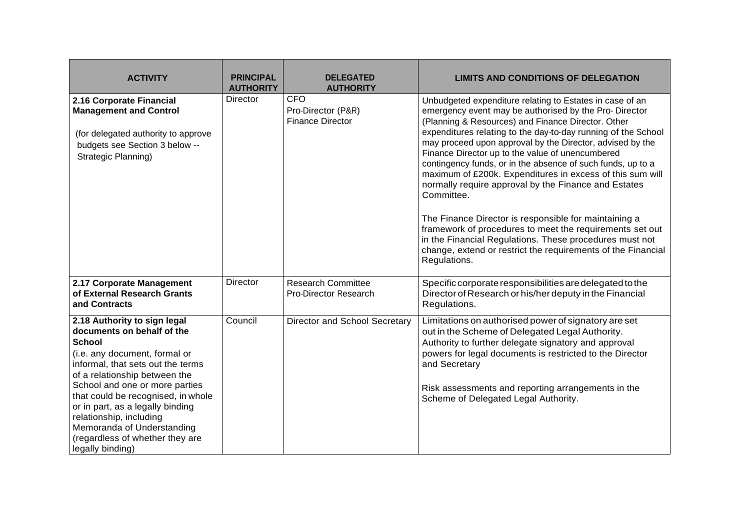| ACTIVITY | PRINCIPAL AUTHORITY | DELEGATED AUTHORITY | LIMITS AND CONDITIONS OF DELEGATION |
|---|---|---|---|
| **2.16 Corporate Financial Management and Control**<br><br>(for delegated authority to approve budgets see Section 3 below -- Strategic Planning) | Director | CFO<br>Pro-Director (P&R)<br>Finance Director | Unbudgeted expenditure relating to Estates in case of an emergency event may be authorised by the Pro- Director (Planning & Resources) and Finance Director. Other expenditures relating to the day-to-day running of the School may proceed upon approval by the Director, advised by the Finance Director up to the value of unencumbered contingency funds, or in the absence of such funds, up to a maximum of £200k. Expenditures in excess of this sum will normally require approval by the Finance and Estates Committee.<br><br>The Finance Director is responsible for maintaining a framework of procedures to meet the requirements set out in the Financial Regulations. These procedures must not change, extend or restrict the requirements of the Financial Regulations. |
| **2.17 Corporate Management of External Research Grants and Contracts** | Director | Research Committee<br>Pro-Director Research | Specific corporate responsibilities are delegated to the Director of Research or his/her deputy in the Financial Regulations. |
| **2.18 Authority to sign legal documents on behalf of the School**<br>(i.e. any document, formal or informal, that sets out the terms of a relationship between the School and one or more parties that could be recognised, in whole or in part, as a legally binding relationship, including Memoranda of Understanding (regardless of whether they are legally binding) | Council | Director and School Secretary | Limitations on authorised power of signatory are set out in the Scheme of Delegated Legal Authority. Authority to further delegate signatory and approval powers for legal documents is restricted to the Director and Secretary<br><br>Risk assessments and reporting arrangements in the Scheme of Delegated Legal Authority. |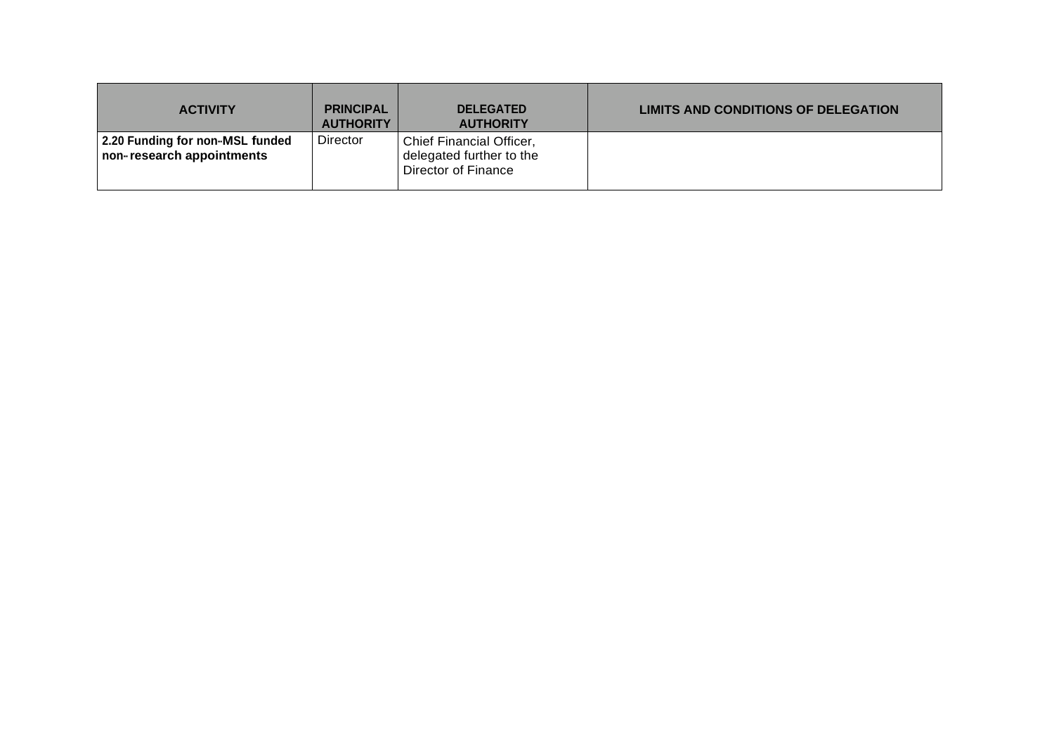| ACTIVITY | PRINCIPAL AUTHORITY | DELEGATED AUTHORITY | LIMITS AND CONDITIONS OF DELEGATION |
|---|---|---|---|
| **2.20 Funding for non-MSL funded non-research appointments** | Director | Chief Financial Officer, delegated further to the Director of Finance | |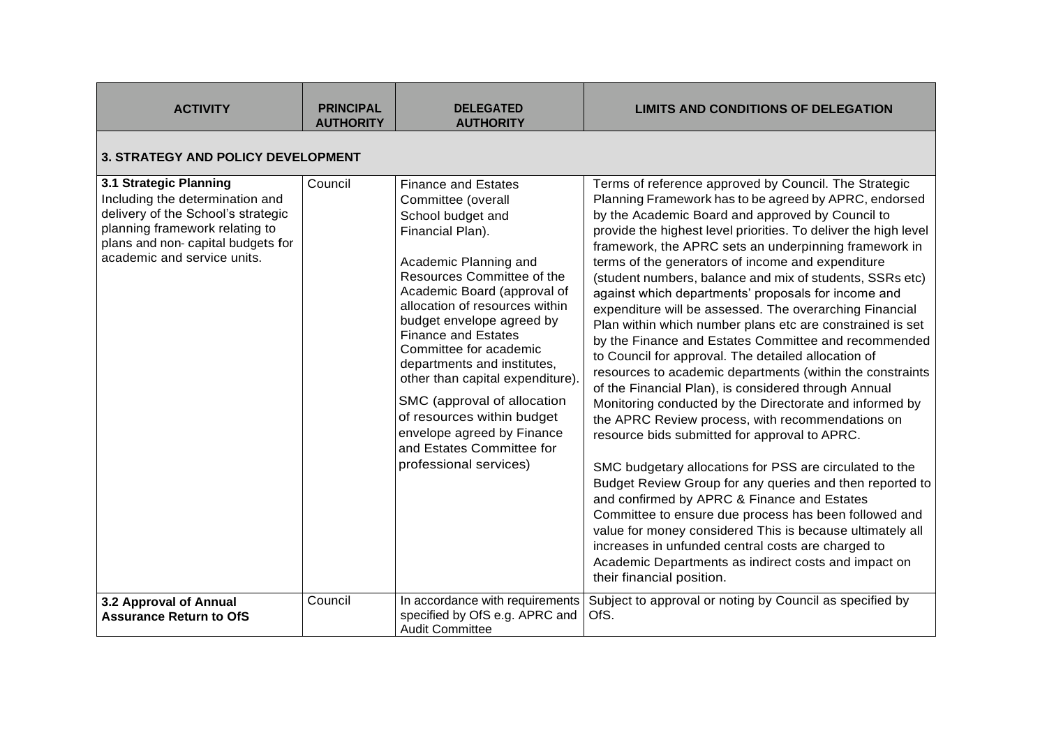| ACTIVITY | PRINCIPAL AUTHORITY | DELEGATED AUTHORITY | LIMITS AND CONDITIONS OF DELEGATION |
|---|---|---|---|
| **3. STRATEGY AND POLICY DEVELOPMENT** | | | |
| **3.1 Strategic Planning** Including the determination and delivery of the School's strategic planning framework relating to plans and non- capital budgets for academic and service units. | Council | Finance and Estates Committee (overall School budget and Financial Plan).<br><br>Academic Planning and Resources Committee of the Academic Board (approval of allocation of resources within budget envelope agreed by Finance and Estates Committee for academic departments and institutes, other than capital expenditure).<br><br>SMC (approval of allocation of resources within budget envelope agreed by Finance and Estates Committee for professional services) | Terms of reference approved by Council. The Strategic Planning Framework has to be agreed by APRC, endorsed by the Academic Board and approved by Council to provide the highest level priorities. To deliver the high level framework, the APRC sets an underpinning framework in terms of the generators of income and expenditure (student numbers, balance and mix of students, SSRs etc) against which departments' proposals for income and expenditure will be assessed. The overarching Financial Plan within which number plans etc are constrained is set by the Finance and Estates Committee and recommended to Council for approval. The detailed allocation of resources to academic departments (within the constraints of the Financial Plan), is considered through Annual Monitoring conducted by the Directorate and informed by the APRC Review process, with recommendations on resource bids submitted for approval to APRC.<br><br>SMC budgetary allocations for PSS are circulated to the Budget Review Group for any queries and then reported to and confirmed by APRC & Finance and Estates Committee to ensure due process has been followed and value for money considered This is because ultimately all increases in unfunded central costs are charged to Academic Departments as indirect costs and impact on their financial position. |
| **3.2 Approval of Annual Assurance Return to OfS** | Council | In accordance with requirements specified by OfS e.g. APRC and Audit Committee | Subject to approval or noting by Council as specified by OfS. |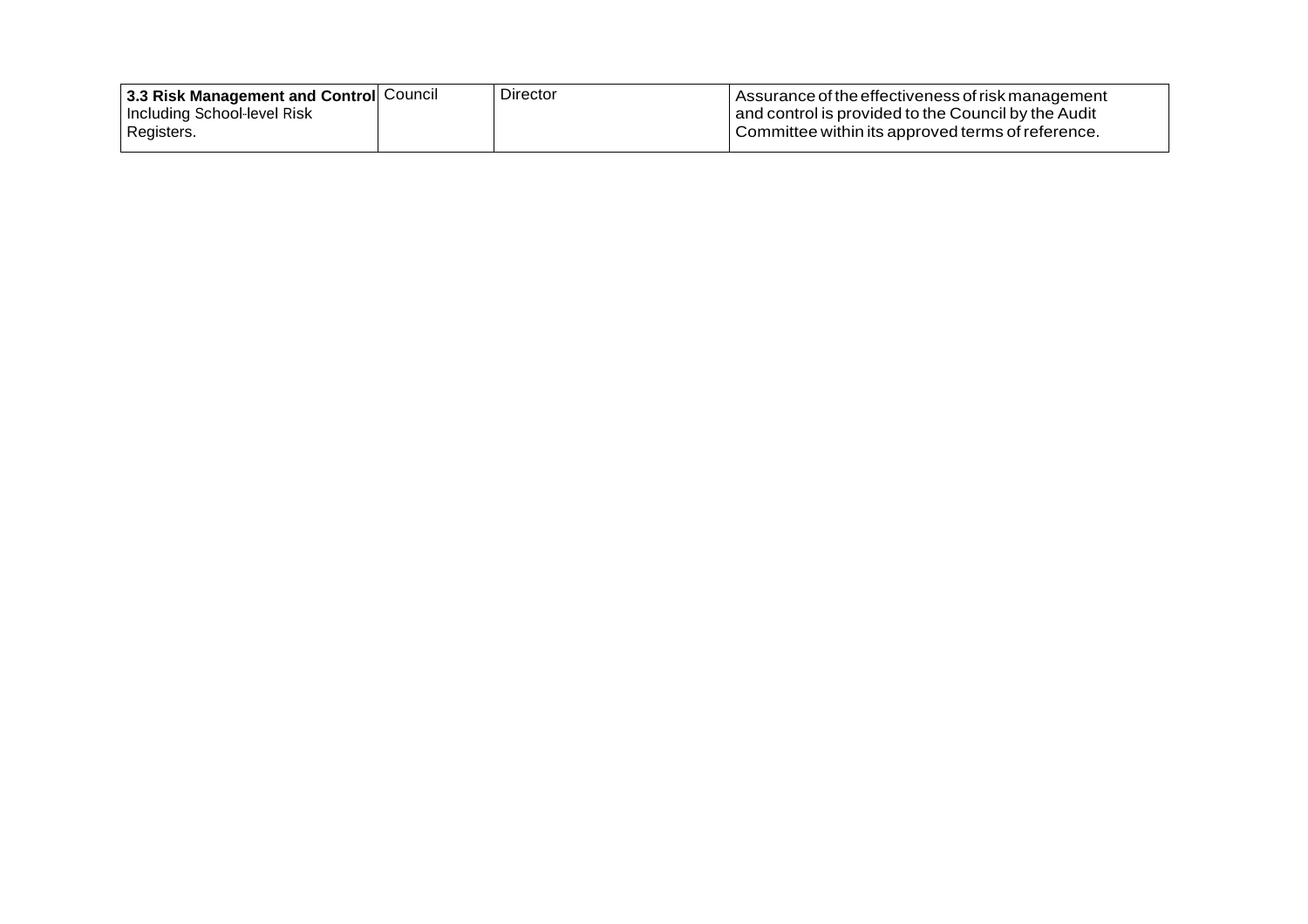| **3.3 Risk Management and Control** Including School-level Risk Registers. | Council | Director | Assurance of the effectiveness of risk management and control is provided to the Council by the Audit Committee within its approved terms of reference. |
|---|---|---|---|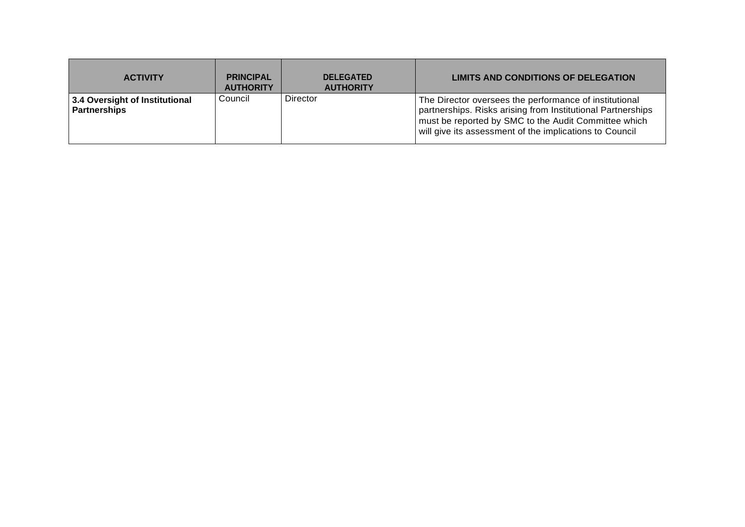| ACTIVITY | PRINCIPAL AUTHORITY | DELEGATED AUTHORITY | LIMITS AND CONDITIONS OF DELEGATION |
|---|---|---|---|
| **3.4 Oversight of Institutional Partnerships** | Council | Director | The Director oversees the performance of institutional partnerships. Risks arising from Institutional Partnerships must be reported by SMC to the Audit Committee which will give its assessment of the implications to Council |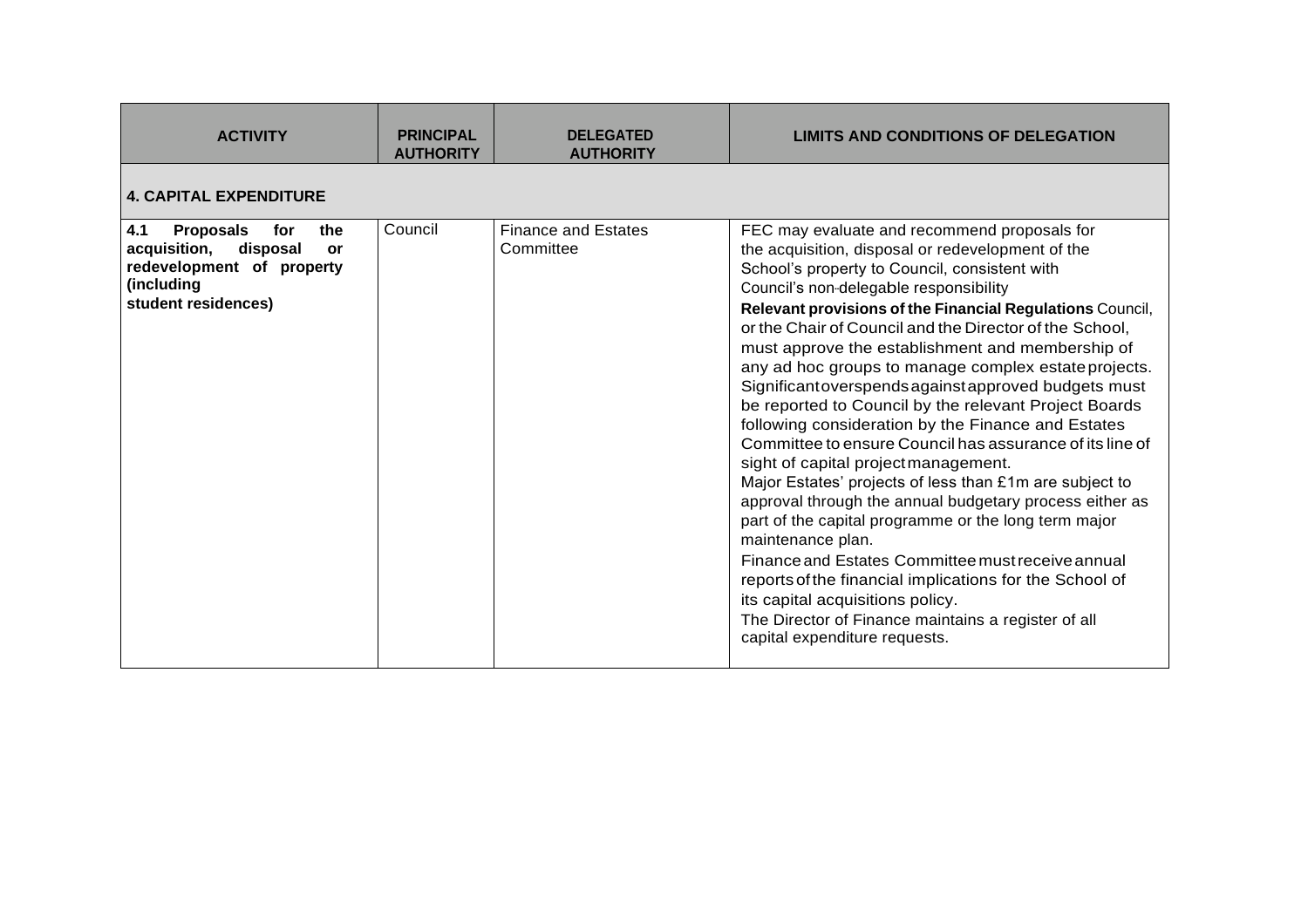| ACTIVITY | PRINCIPAL AUTHORITY | DELEGATED AUTHORITY | LIMITS AND CONDITIONS OF DELEGATION |
|---|---|---|---|
| **4. CAPITAL EXPENDITURE** | | | |
| **4.1 Proposals for the acquisition, disposal or redevelopment of property (including student residences)** | Council | Finance and Estates Committee | FEC may evaluate and recommend proposals for the acquisition, disposal or redevelopment of the School's property to Council, consistent with Council's non-delegable responsibility<br>**Relevant provisions of the Financial Regulations** Council, or the Chair of Council and the Director of the School, must approve the establishment and membership of any ad hoc groups to manage complex estate projects. Significant overspends against approved budgets must be reported to Council by the relevant Project Boards following consideration by the Finance and Estates Committee to ensure Council has assurance of its line of sight of capital project management.<br>Major Estates' projects of less than £1m are subject to approval through the annual budgetary process either as part of the capital programme or the long term major maintenance plan.<br>Finance and Estates Committee must receive annual reports of the financial implications for the School of its capital acquisitions policy.<br>The Director of Finance maintains a register of all capital expenditure requests. |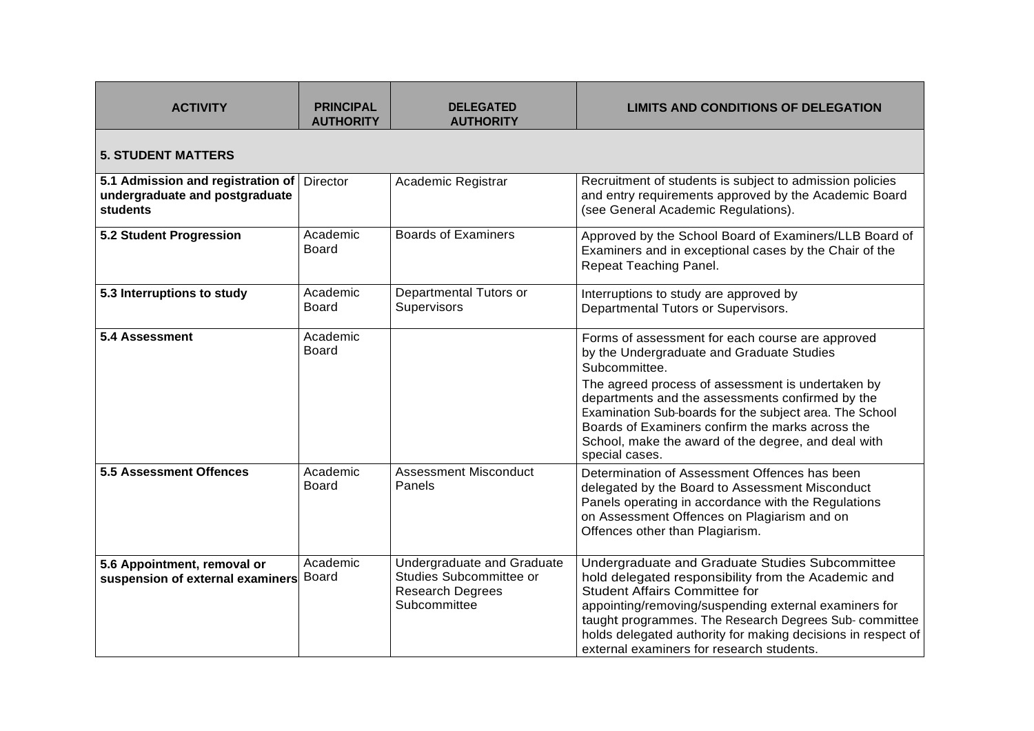| ACTIVITY | PRINCIPAL AUTHORITY | DELEGATED AUTHORITY | LIMITS AND CONDITIONS OF DELEGATION |
|---|---|---|---|
| **5. STUDENT MATTERS** | | | |
| **5.1 Admission and registration of undergraduate and postgraduate students** | Director | Academic Registrar | Recruitment of students is subject to admission policies and entry requirements approved by the Academic Board (see General Academic Regulations). |
| **5.2 Student Progression** | Academic Board | Boards of Examiners | Approved by the School Board of Examiners/LLB Board of Examiners and in exceptional cases by the Chair of the Repeat Teaching Panel. |
| **5.3 Interruptions to study** | Academic Board | Departmental Tutors or Supervisors | Interruptions to study are approved by Departmental Tutors or Supervisors. |
| **5.4 Assessment** | Academic Board | | Forms of assessment for each course are approved by the Undergraduate and Graduate Studies Subcommittee. The agreed process of assessment is undertaken by departments and the assessments confirmed by the Examination Sub-boards for the subject area. The School Boards of Examiners confirm the marks across the School, make the award of the degree, and deal with special cases. |
| **5.5 Assessment Offences** | Academic Board | Assessment Misconduct Panels | Determination of Assessment Offences has been delegated by the Board to Assessment Misconduct Panels operating in accordance with the Regulations on Assessment Offences on Plagiarism and on Offences other than Plagiarism. |
| **5.6 Appointment, removal or suspension of external examiners** | Academic Board | Undergraduate and Graduate Studies Subcommittee or Research Degrees Subcommittee | Undergraduate and Graduate Studies Subcommittee hold delegated responsibility from the Academic and Student Affairs Committee for appointing/removing/suspending external examiners for taught programmes. The Research Degrees Sub- committee holds delegated authority for making decisions in respect of external examiners for research students. |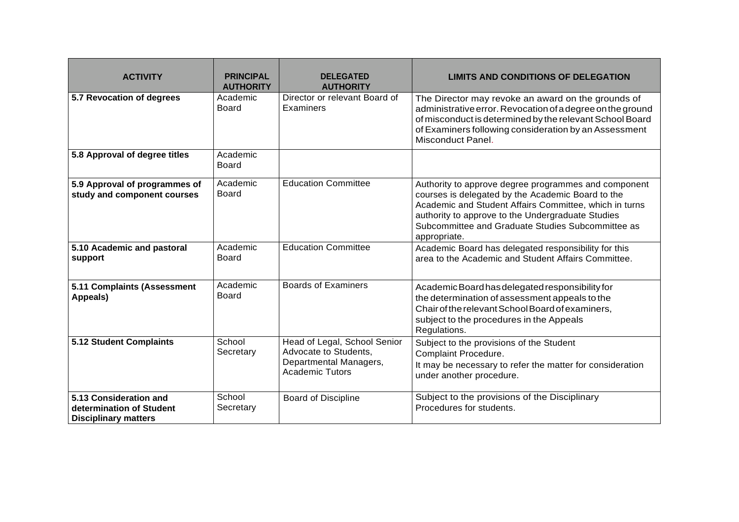| ACTIVITY | PRINCIPAL AUTHORITY | DELEGATED AUTHORITY | LIMITS AND CONDITIONS OF DELEGATION |
|---|---|---|---|
| **5.7 Revocation of degrees** | Academic Board | Director or relevant Board of Examiners | The Director may revoke an award on the grounds of administrative error. Revocation of a degree on the ground of misconduct is determined by the relevant School Board of Examiners following consideration by an Assessment Misconduct Panel. |
| **5.8 Approval of degree titles** | Academic Board | | |
| **5.9 Approval of programmes of study and component courses** | Academic Board | Education Committee | Authority to approve degree programmes and component courses is delegated by the Academic Board to the Academic and Student Affairs Committee, which in turns authority to approve to the Undergraduate Studies Subcommittee and Graduate Studies Subcommittee as appropriate. |
| **5.10 Academic and pastoral support** | Academic Board | Education Committee | Academic Board has delegated responsibility for this area to the Academic and Student Affairs Committee. |
| **5.11 Complaints (Assessment Appeals)** | Academic Board | Boards of Examiners | Academic Board has delegated responsibility for the determination of assessment appeals to the Chair of the relevant School Board of examiners, subject to the procedures in the Appeals Regulations. |
| **5.12 Student Complaints** | School Secretary | Head of Legal, School Senior Advocate to Students, Departmental Managers, Academic Tutors | Subject to the provisions of the Student Complaint Procedure. It may be necessary to refer the matter for consideration under another procedure. |
| **5.13 Consideration and determination of Student Disciplinary matters** | School Secretary | Board of Discipline | Subject to the provisions of the Disciplinary Procedures for students. |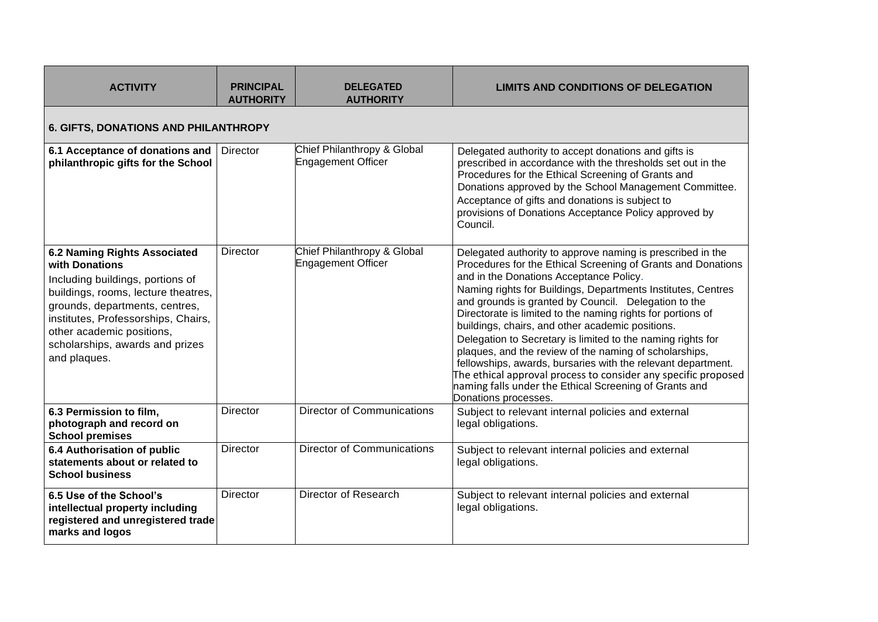| ACTIVITY | PRINCIPAL AUTHORITY | DELEGATED AUTHORITY | LIMITS AND CONDITIONS OF DELEGATION |
|---|---|---|---|
| **6. GIFTS, DONATIONS AND PHILANTHROPY** | | | |
| **6.1 Acceptance of donations and philanthropic gifts for the School** | Director | Chief Philanthropy & Global Engagement Officer | Delegated authority to accept donations and gifts is prescribed in accordance with the thresholds set out in the Procedures for the Ethical Screening of Grants and Donations approved by the School Management Committee. Acceptance of gifts and donations is subject to provisions of Donations Acceptance Policy approved by Council. |
| **6.2 Naming Rights Associated with Donations** Including buildings, portions of buildings, rooms, lecture theatres, grounds, departments, centres, institutes, Professorships, Chairs, other academic positions, scholarships, awards and prizes and plaques. | Director | Chief Philanthropy & Global Engagement Officer | Delegated authority to approve naming is prescribed in the Procedures for the Ethical Screening of Grants and Donations and in the Donations Acceptance Policy. Naming rights for Buildings, Departments Institutes, Centres and grounds is granted by Council. Delegation to the Directorate is limited to the naming rights for portions of buildings, chairs, and other academic positions. Delegation to Secretary is limited to the naming rights for plaques, and the review of the naming of scholarships, fellowships, awards, bursaries with the relevant department. The ethical approval process to consider any specific proposed naming falls under the Ethical Screening of Grants and Donations processes. |
| **6.3 Permission to film, photograph and record on School premises** | Director | Director of Communications | Subject to relevant internal policies and external legal obligations. |
| **6.4 Authorisation of public statements about or related to School business** | Director | Director of Communications | Subject to relevant internal policies and external legal obligations. |
| **6.5 Use of the School's intellectual property including registered and unregistered trade marks and logos** | Director | Director of Research | Subject to relevant internal policies and external legal obligations. |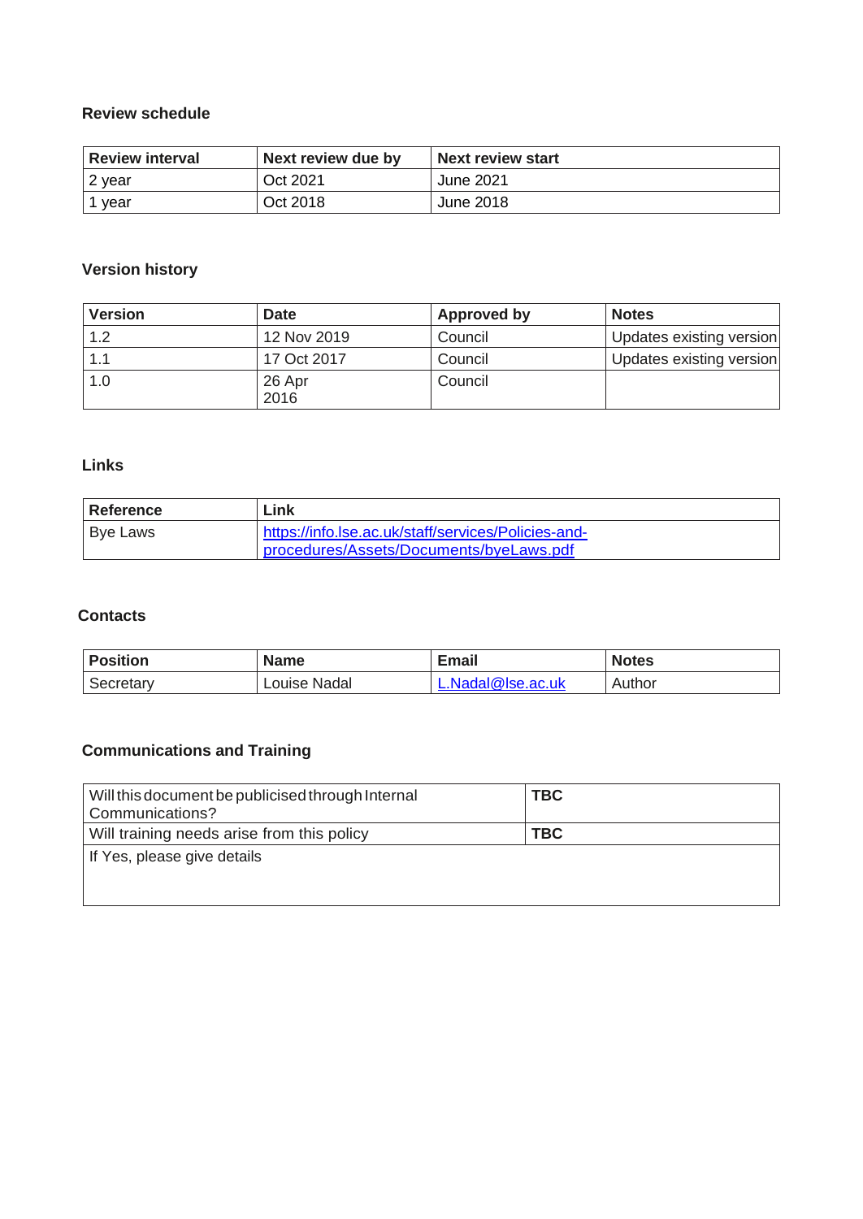### Review schedule

| Review interval | Next review due by | Next review start |
|---|---|---|
| 2 year | Oct 2021 | June 2021 |
| 1 year | Oct 2018 | June 2018 |

### Version history

| Version | Date | Approved by | Notes |
|---|---|---|---|
| 1.2 | 12 Nov 2019 | Council | Updates existing version |
| 1.1 | 17 Oct 2017 | Council | Updates existing version |
| 1.0 | 26 Apr 2016 | Council | |

### Links

| Reference | Link |
|---|---|
| Bye Laws | https://info.lse.ac.uk/staff/services/Policies-and-procedures/Assets/Documents/byeLaws.pdf |

### Contacts

| Position | Name | Email | Notes |
|---|---|---|---|
| Secretary | Louise Nadal | L.Nadal@lse.ac.uk | Author |

### Communications and Training

| | |
|---|---|
| Will this document be publicised through Internal Communications? | **TBC** |
| Will training needs arise from this policy | **TBC** |
| If Yes, please give details | |